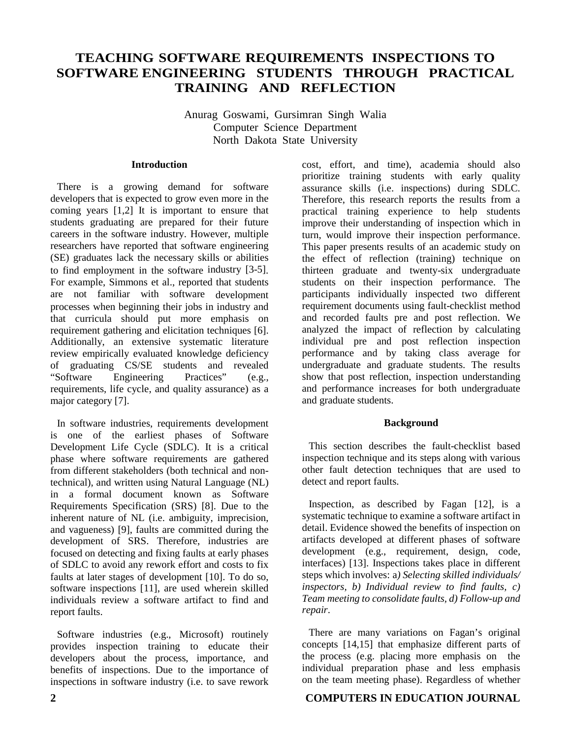# TEACHING SOFTWARE REQUIREMENTS INSPECTIONS TO SOFTWARE ENGINEERING STUDENTS THROUGH PRACTICAL TRAINING AND REFLECTION

Anurag Goswami, Gursimran Singh Walia
Computer Science Department
North Dakota State University

## Introduction

There is a growing demand for software developers that is expected to grow even more in the coming years [1,2] It is important to ensure that students graduating are prepared for their future careers in the software industry. However, multiple researchers have reported that software engineering (SE) graduates lack the necessary skills or abilities to find employment in the software industry [3-5]. For example, Simmons et al., reported that students are not familiar with software development processes when beginning their jobs in industry and that curricula should put more emphasis on requirement gathering and elicitation techniques [6]. Additionally, an extensive systematic literature review empirically evaluated knowledge deficiency of graduating CS/SE students and revealed "Software Engineering Practices" (e.g., requirements, life cycle, and quality assurance) as a major category [7].

In software industries, requirements development is one of the earliest phases of Software Development Life Cycle (SDLC). It is a critical phase where software requirements are gathered from different stakeholders (both technical and non-technical), and written using Natural Language (NL) in a formal document known as Software Requirements Specification (SRS) [8]. Due to the inherent nature of NL (i.e. ambiguity, imprecision, and vagueness) [9], faults are committed during the development of SRS. Therefore, industries are focused on detecting and fixing faults at early phases of SDLC to avoid any rework effort and costs to fix faults at later stages of development [10]. To do so, software inspections [11], are used wherein skilled individuals review a software artifact to find and report faults.

Software industries (e.g., Microsoft) routinely provides inspection training to educate their developers about the process, importance, and benefits of inspections. Due to the importance of inspections in software industry (i.e. to save rework cost, effort, and time), academia should also prioritize training students with early quality assurance skills (i.e. inspections) during SDLC. Therefore, this research reports the results from a practical training experience to help students improve their understanding of inspection which in turn, would improve their inspection performance. This paper presents results of an academic study on the effect of reflection (training) technique on thirteen graduate and twenty-six undergraduate students on their inspection performance. The participants individually inspected two different requirement documents using fault-checklist method and recorded faults pre and post reflection. We analyzed the impact of reflection by calculating individual pre and post reflection inspection performance and by taking class average for undergraduate and graduate students. The results show that post reflection, inspection understanding and performance increases for both undergraduate and graduate students.

## Background

This section describes the fault-checklist based inspection technique and its steps along with various other fault detection techniques that are used to detect and report faults.

Inspection, as described by Fagan [12], is a systematic technique to examine a software artifact in detail. Evidence showed the benefits of inspection on artifacts developed at different phases of software development (e.g., requirement, design, code, interfaces) [13]. Inspections takes place in different steps which involves: a*) Selecting skilled individuals/ inspectors, b) Individual review to find faults, c) Team meeting to consolidate faults, d) Follow-up and repair*.

There are many variations on Fagan's original concepts [14,15] that emphasize different parts of the process (e.g. placing more emphasis on the individual preparation phase and less emphasis on the team meeting phase). Regardless of whether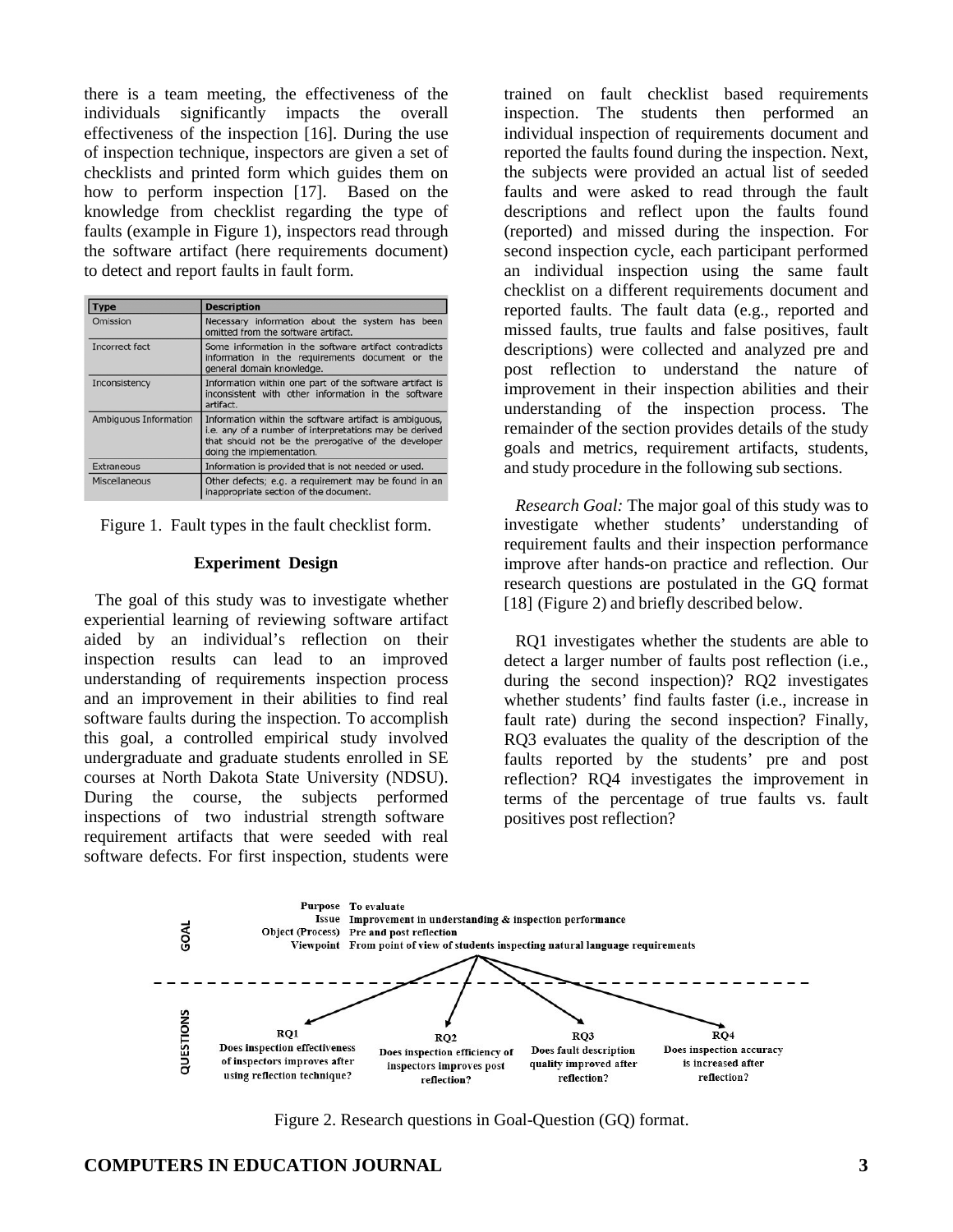there is a team meeting, the effectiveness of the individuals significantly impacts the overall effectiveness of the inspection [16]. During the use of inspection technique, inspectors are given a set of checklists and printed form which guides them on how to perform inspection [17]. Based on the knowledge from checklist regarding the type of faults (example in Figure 1), inspectors read through the software artifact (here requirements document) to detect and report faults in fault form.

| Type | Description |
|---|---|
| Omission | Necessary information about the system has been omitted from the software artifact. |
| Incorrect fact | Some information in the software artifact contradicts information in the requirements document or the general domain knowledge. |
| Inconsistency | Information within one part of the software artifact is inconsistent with other information in the software artifact. |
| Ambiguous Information | Information within the software artifact is ambiguous, i.e. any of a number of interpretations may be derived that should not be the prerogative of the developer doing the implementation. |
| Extraneous | Information is provided that is not needed or used. |
| Miscellaneous | Other defects; e.g. a requirement may be found in an inappropriate section of the document. |

Figure 1. Fault types in the fault checklist form.

## Experiment Design

The goal of this study was to investigate whether experiential learning of reviewing software artifact aided by an individual's reflection on their inspection results can lead to an improved understanding of requirements inspection process and an improvement in their abilities to find real software faults during the inspection. To accomplish this goal, a controlled empirical study involved undergraduate and graduate students enrolled in SE courses at North Dakota State University (NDSU). During the course, the subjects performed inspections of two industrial strength software requirement artifacts that were seeded with real software defects. For first inspection, students were trained on fault checklist based requirements inspection. The students then performed an individual inspection of requirements document and reported the faults found during the inspection. Next, the subjects were provided an actual list of seeded faults and were asked to read through the fault descriptions and reflect upon the faults found (reported) and missed during the inspection. For second inspection cycle, each participant performed an individual inspection using the same fault checklist on a different requirements document and reported faults. The fault data (e.g., reported and missed faults, true faults and false positives, fault descriptions) were collected and analyzed pre and post reflection to understand the nature of improvement in their inspection abilities and their understanding of the inspection process. The remainder of the section provides details of the study goals and metrics, requirement artifacts, students, and study procedure in the following sub sections.

*Research Goal:* The major goal of this study was to investigate whether students' understanding of requirement faults and their inspection performance improve after hands-on practice and reflection. Our research questions are postulated in the GQ format [18] (Figure 2) and briefly described below.

RQ1 investigates whether the students are able to detect a larger number of faults post reflection (i.e., during the second inspection)? RQ2 investigates whether students' find faults faster (i.e., increase in fault rate) during the second inspection? Finally, RQ3 evaluates the quality of the description of the faults reported by the students' pre and post reflection? RQ4 investigates the improvement in terms of the percentage of true faults vs. fault positives post reflection?

**GOAL**

- **Purpose** To evaluate
- **Issue** Improvement in understanding & inspection performance
- **Object (Process)** Pre and post reflection
- **Viewpoint** From point of view of students inspecting natural language requirements

**QUESTIONS**

- **RQ1** Does inspection effectiveness of inspectors improves after using reflection technique?
- **RQ2** Does inspection efficiency of inspectors improves post reflection?
- **RQ3** Does fault description quality improved after reflection?
- **RQ4** Does inspection accuracy is increased after reflection?

Figure 2. Research questions in Goal-Question (GQ) format.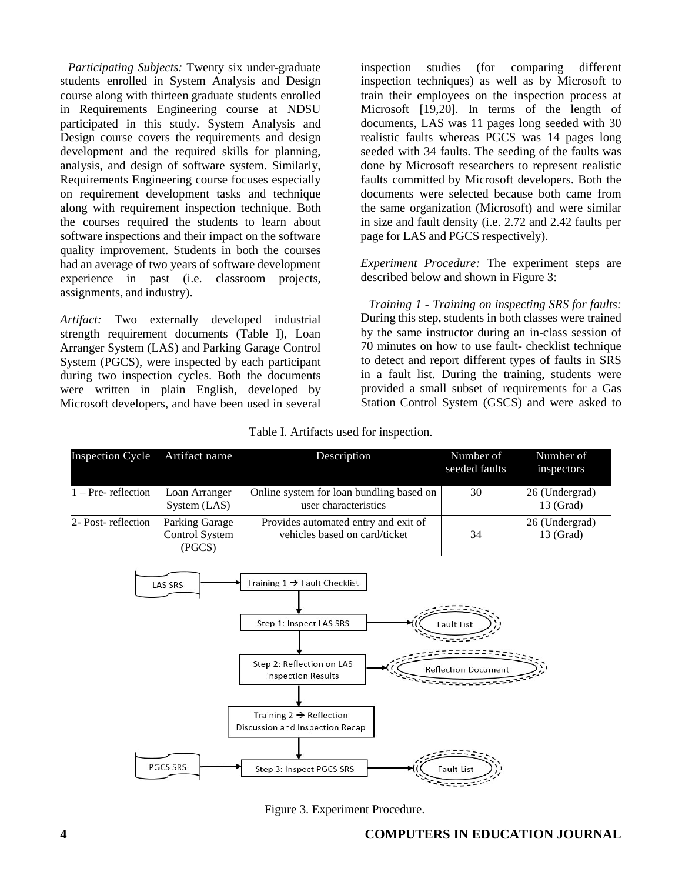*Participating Subjects:* Twenty six under-graduate students enrolled in System Analysis and Design course along with thirteen graduate students enrolled in Requirements Engineering course at NDSU participated in this study. System Analysis and Design course covers the requirements and design development and the required skills for planning, analysis, and design of software system. Similarly, Requirements Engineering course focuses especially on requirement development tasks and technique along with requirement inspection technique. Both the courses required the students to learn about software inspections and their impact on the software quality improvement. Students in both the courses had an average of two years of software development experience in past (i.e. classroom projects, assignments, and industry).

*Artifact:* Two externally developed industrial strength requirement documents (Table I), Loan Arranger System (LAS) and Parking Garage Control System (PGCS), were inspected by each participant during two inspection cycles. Both the documents were written in plain English, developed by Microsoft developers, and have been used in several inspection studies (for comparing different inspection techniques) as well as by Microsoft to train their employees on the inspection process at Microsoft [19,20]. In terms of the length of documents, LAS was 11 pages long seeded with 30 realistic faults whereas PGCS was 14 pages long seeded with 34 faults. The seeding of the faults was done by Microsoft researchers to represent realistic faults committed by Microsoft developers. Both the documents were selected because both came from the same organization (Microsoft) and were similar in size and fault density (i.e. 2.72 and 2.42 faults per page for LAS and PGCS respectively).

*Experiment Procedure:* The experiment steps are described below and shown in Figure 3:

*Training 1 - Training on inspecting SRS for faults:* During this step, students in both classes were trained by the same instructor during an in-class session of 70 minutes on how to use fault- checklist technique to detect and report different types of faults in SRS in a fault list. During the training, students were provided a small subset of requirements for a Gas Station Control System (GSCS) and were asked to

Table I. Artifacts used for inspection.

| Inspection Cycle | Artifact name | Description | Number of seeded faults | Number of inspectors |
|---|---|---|---|---|
| 1 – Pre- reflection | Loan Arranger System (LAS) | Online system for loan bundling based on user characteristics | 30 | 26 (Undergrad) 13 (Grad) |
| 2- Post- reflection | Parking Garage Control System (PGCS) | Provides automated entry and exit of vehicles based on card/ticket | 34 | 26 (Undergrad) 13 (Grad) |

Figure 3. Experiment Procedure.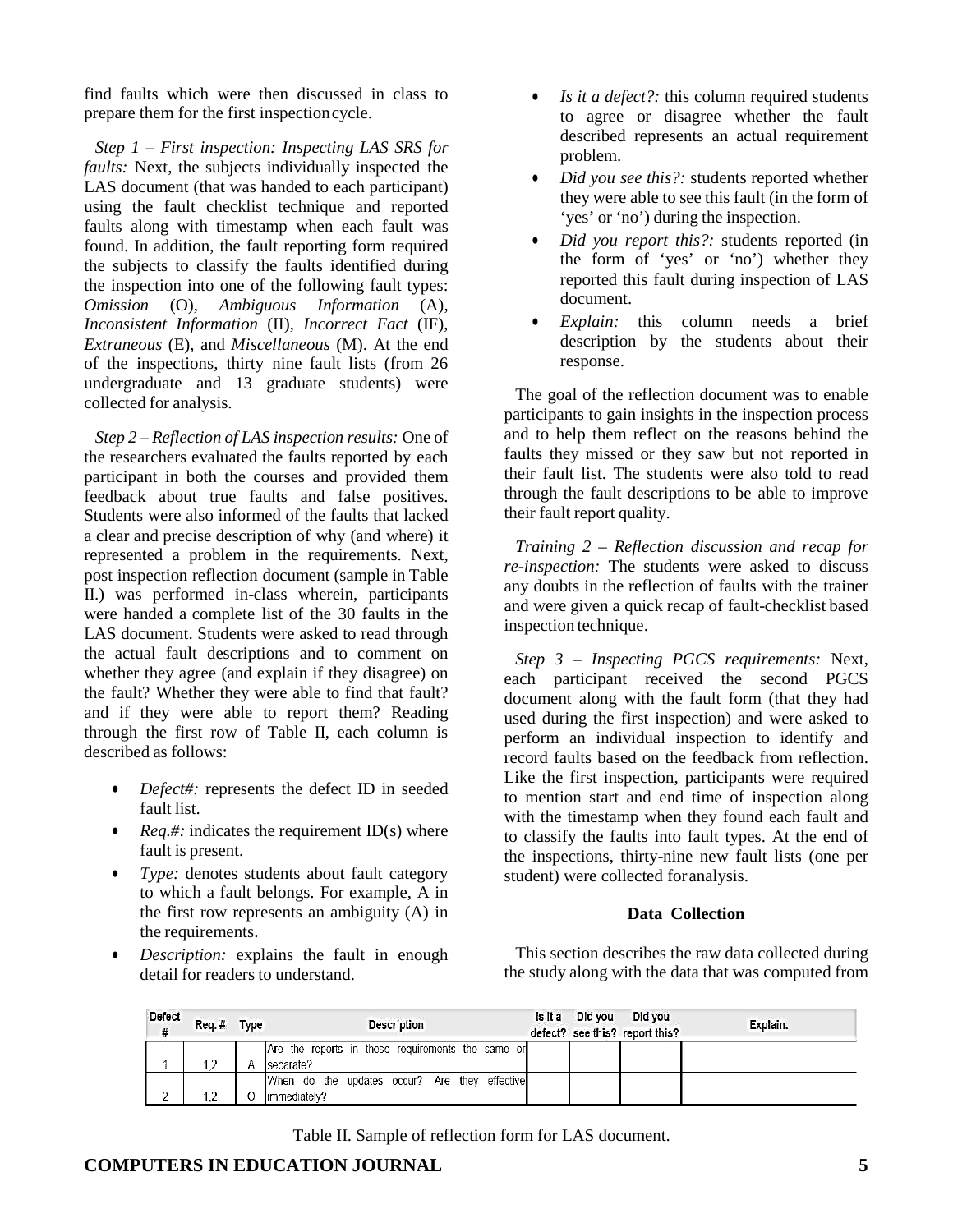find faults which were then discussed in class to prepare them for the first inspection cycle.

*Step 1 – First inspection: Inspecting LAS SRS for faults:* Next, the subjects individually inspected the LAS document (that was handed to each participant) using the fault checklist technique and reported faults along with timestamp when each fault was found. In addition, the fault reporting form required the subjects to classify the faults identified during the inspection into one of the following fault types: *Omission* (O), *Ambiguous Information* (A), *Inconsistent Information* (II), *Incorrect Fact* (IF), *Extraneous* (E), and *Miscellaneous* (M). At the end of the inspections, thirty nine fault lists (from 26 undergraduate and 13 graduate students) were collected for analysis.

*Step 2 – Reflection of LAS inspection results:* One of the researchers evaluated the faults reported by each participant in both the courses and provided them feedback about true faults and false positives. Students were also informed of the faults that lacked a clear and precise description of why (and where) it represented a problem in the requirements. Next, post inspection reflection document (sample in Table II.) was performed in-class wherein, participants were handed a complete list of the 30 faults in the LAS document. Students were asked to read through the actual fault descriptions and to comment on whether they agree (and explain if they disagree) on the fault? Whether they were able to find that fault? and if they were able to report them? Reading through the first row of Table II, each column is described as follows:

- *Defect#:* represents the defect ID in seeded fault list.
- *Req.#:* indicates the requirement ID(s) where fault is present.
- *Type:* denotes students about fault category to which a fault belongs. For example, A in the first row represents an ambiguity (A) in the requirements.
- *Description:* explains the fault in enough detail for readers to understand.
- *Is it a defect?:* this column required students to agree or disagree whether the fault described represents an actual requirement problem.
- *Did you see this?:* students reported whether they were able to see this fault (in the form of 'yes' or 'no') during the inspection.
- *Did you report this?:* students reported (in the form of 'yes' or 'no') whether they reported this fault during inspection of LAS document.
- *Explain:* this column needs a brief description by the students about their response.

The goal of the reflection document was to enable participants to gain insights in the inspection process and to help them reflect on the reasons behind the faults they missed or they saw but not reported in their fault list. The students were also told to read through the fault descriptions to be able to improve their fault report quality.

*Training 2 – Reflection discussion and recap for re-inspection:* The students were asked to discuss any doubts in the reflection of faults with the trainer and were given a quick recap of fault-checklist based inspection technique.

*Step 3 – Inspecting PGCS requirements:* Next, each participant received the second PGCS document along with the fault form (that they had used during the first inspection) and were asked to perform an individual inspection to identify and record faults based on the feedback from reflection. Like the first inspection, participants were required to mention start and end time of inspection along with the timestamp when they found each fault and to classify the faults into fault types. At the end of the inspections, thirty-nine new fault lists (one per student) were collected for analysis.

### Data Collection

This section describes the raw data collected during the study along with the data that was computed from

| Defect # | Req. # | Type | Description | Is it a defect? | Did you see this? | Did you report this? | Explain. |
|---|---|---|---|---|---|---|---|
| 1 | 1,2 | A | Are the reports in these requirements the same or separate? | | | | |
| 2 | 1,2 | O | When do the updates occur? Are they effective immediately? | | | | |

Table II. Sample of reflection form for LAS document.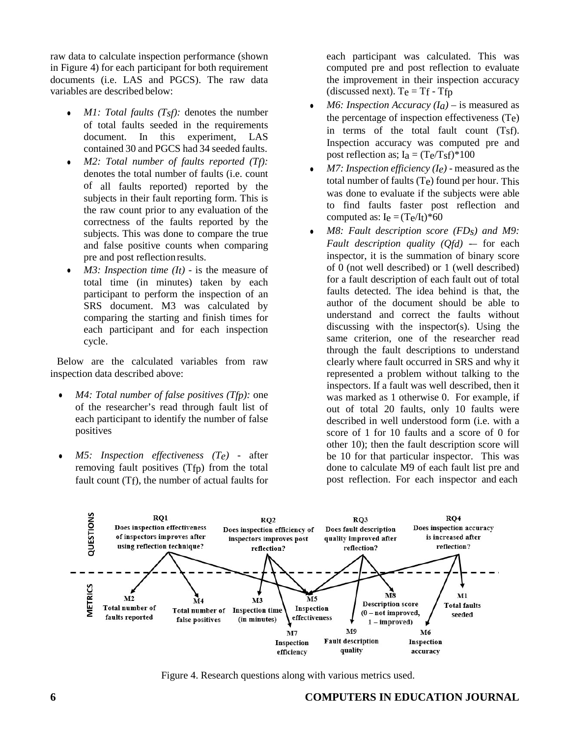raw data to calculate inspection performance (shown in Figure 4) for each participant for both requirement documents (i.e. LAS and PGCS). The raw data variables are described below:

- *M1: Total faults ($T_{sf}$):* denotes the number of total faults seeded in the requirements document. In this experiment, LAS contained 30 and PGCS had 34 seeded faults.
- *M2: Total number of faults reported ($T_f$):* denotes the total number of faults (i.e. count of all faults reported) reported by the subjects in their fault reporting form. This is the raw count prior to any evaluation of the correctness of the faults reported by the subjects. This was done to compare the true and false positive counts when comparing pre and post reflection results.
- *M3: Inspection time ($I_t$)* - is the measure of total time (in minutes) taken by each participant to perform the inspection of an SRS document. M3 was calculated by comparing the starting and finish times for each participant and for each inspection cycle.

Below are the calculated variables from raw inspection data described above:

- *M4: Total number of false positives ($T_{fp}$):* one of the researcher's read through fault list of each participant to identify the number of false positives
- *M5: Inspection effectiveness ($T_e$)* - after removing fault positives ($T_{fp}$) from the total fault count ($T_f$), the number of actual faults for each participant was calculated. This was computed pre and post reflection to evaluate the improvement in their inspection accuracy (discussed next). $T_e = T_f - T_{fp}$
- *M6: Inspection Accuracy ($I_a$)* – is measured as the percentage of inspection effectiveness ($T_e$) in terms of the total fault count ($T_{sf}$). Inspection accuracy was computed pre and post reflection as; $I_a = (T_e/T_{sf})*100$
- *M7: Inspection efficiency ($I_e$)* - measured as the total number of faults ($T_e$) found per hour. This was done to evaluate if the subjects were able to find faults faster post reflection and computed as: $I_e = (T_e/I_t)*60$
- *M8: Fault description score ($FD_S$) and M9: Fault description quality ($Qfd$)* -– for each inspector, it is the summation of binary score of 0 (not well described) or 1 (well described) for a fault description of each fault out of total faults detected. The idea behind is that, the author of the document should be able to understand and correct the faults without discussing with the inspector(s). Using the same criterion, one of the researcher read through the fault descriptions to understand clearly where fault occurred in SRS and why it represented a problem without talking to the inspectors. If a fault was well described, then it was marked as 1 otherwise 0. For example, if out of total 20 faults, only 10 faults were described in well understood form (i.e. with a score of 1 for 10 faults and a score of 0 for other 10); then the fault description score will be 10 for that particular inspector. This was done to calculate M9 of each fault list pre and post reflection. For each inspector and each

Figure 4. Research questions along with various metrics used.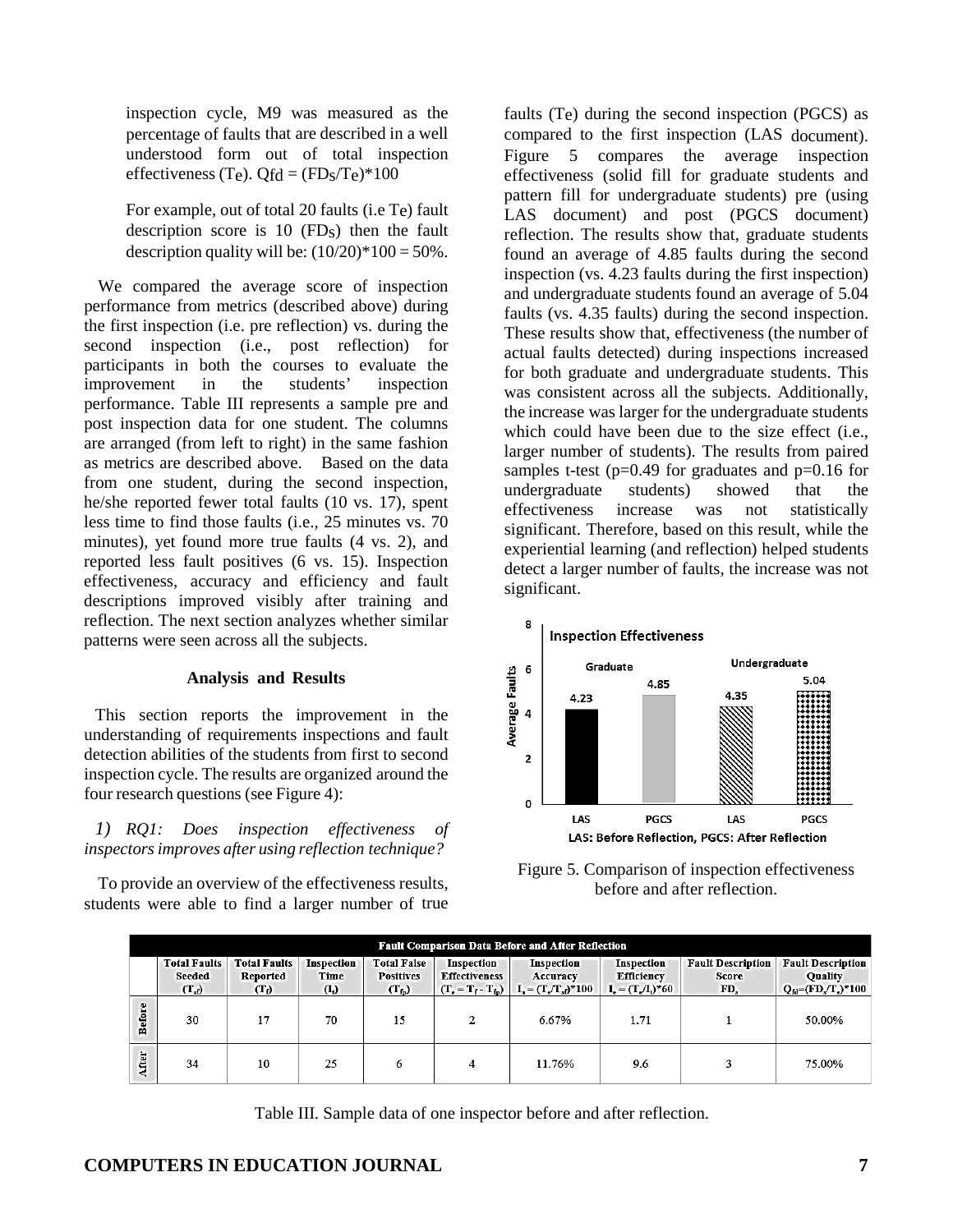inspection cycle, M9 was measured as the percentage of faults that are described in a well understood form out of total inspection effectiveness ($T_e$). $Q_{fd} = (FD_S/T_e)*100$

For example, out of total 20 faults (i.e Te) fault description score is 10 ($FD_S$) then the fault description quality will be: (10/20)*100 = 50%.

We compared the average score of inspection performance from metrics (described above) during the first inspection (i.e. pre reflection) vs. during the second inspection (i.e., post reflection) for participants in both the courses to evaluate the improvement in the students' inspection performance. Table III represents a sample pre and post inspection data for one student. The columns are arranged (from left to right) in the same fashion as metrics are described above. Based on the data from one student, during the second inspection, he/she reported fewer total faults (10 vs. 17), spent less time to find those faults (i.e., 25 minutes vs. 70 minutes), yet found more true faults (4 vs. 2), and reported less fault positives (6 vs. 15). Inspection effectiveness, accuracy and efficiency and fault descriptions improved visibly after training and reflection. The next section analyzes whether similar patterns were seen across all the subjects.

## Analysis and Results

This section reports the improvement in the understanding of requirements inspections and fault detection abilities of the students from first to second inspection cycle. The results are organized around the four research questions (see Figure 4):

*1) RQ1: Does inspection effectiveness of inspectors improves after using reflection technique?*

To provide an overview of the effectiveness results, students were able to find a larger number of true faults (Te) during the second inspection (PGCS) as compared to the first inspection (LAS document). Figure 5 compares the average inspection effectiveness (solid fill for graduate students and pattern fill for undergraduate students) pre (using LAS document) and post (PGCS document) reflection. The results show that, graduate students found an average of 4.85 faults during the second inspection (vs. 4.23 faults during the first inspection) and undergraduate students found an average of 5.04 faults (vs. 4.35 faults) during the second inspection. These results show that, effectiveness (the number of actual faults detected) during inspections increased for both graduate and undergraduate students. This was consistent across all the subjects. Additionally, the increase was larger for the undergraduate students which could have been due to the size effect (i.e., larger number of students). The results from paired samples t-test (p=0.49 for graduates and p=0.16 for undergraduate students) showed that the effectiveness increase was not statistically significant. Therefore, based on this result, while the experiential learning (and reflection) helped students detect a larger number of faults, the increase was not significant.

Figure 5. Comparison of inspection effectiveness before and after reflection.

| Fault Comparison Data Before and After Reflection | | | | | | | | | |
|---|---|---|---|---|---|---|---|---|---|
| | Total Faults Seeded ($T_{sf}$) | Total Faults Reported ($T_f$) | Inspection Time ($I_t$) | Total False Positives ($T_{fp}$) | Inspection Effectiveness ($T_e = T_f - T_{fp}$) | Inspection Accuracy $I_a = (T_e/T_{sf})*100$ | Inspection Efficiency $I_e = (T_e/I_t)*60$ | Fault Description Score $FD_s$ | Fault Description Quality $Q_{fd}=(FD_s/T_e)*100$ |
| Before | 30 | 17 | 70 | 15 | 2 | 6.67% | 1.71 | 1 | 50.00% |
| After | 34 | 10 | 25 | 6 | 4 | 11.76% | 9.6 | 3 | 75.00% |

Table III. Sample data of one inspector before and after reflection.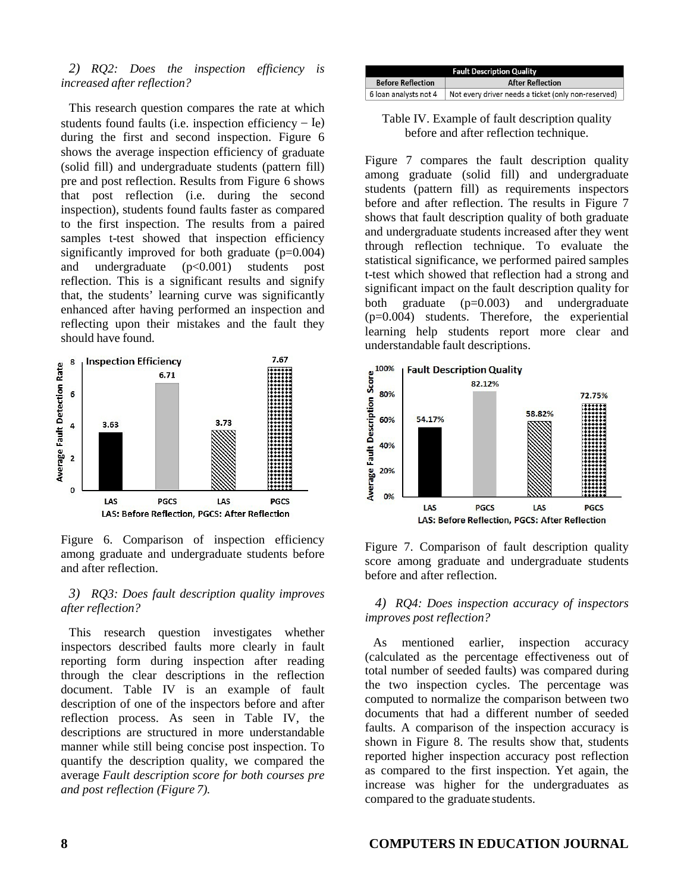*2) RQ2: Does the inspection efficiency is increased after reflection?*

This research question compares the rate at which students found faults (i.e. inspection efficiency – Ie) during the first and second inspection. Figure 6 shows the average inspection efficiency of graduate (solid fill) and undergraduate students (pattern fill) pre and post reflection. Results from Figure 6 shows that post reflection (i.e. during the second inspection), students found faults faster as compared to the first inspection. The results from a paired samples t-test showed that inspection efficiency significantly improved for both graduate ($p=0.004$) and undergraduate ($p<0.001$) students post reflection. This is a significant results and signify that, the students' learning curve was significantly enhanced after having performed an inspection and reflecting upon their mistakes and the fault they should have found.

Figure 6. Comparison of inspection efficiency among graduate and undergraduate students before and after reflection.

*3) RQ3: Does fault description quality improves after reflection?*

This research question investigates whether inspectors described faults more clearly in fault reporting form during inspection after reading through the clear descriptions in the reflection document. Table IV is an example of fault description of one of the inspectors before and after reflection process. As seen in Table IV, the descriptions are structured in more understandable manner while still being concise post inspection. To quantify the description quality, we compared the average *Fault description score for both courses pre and post reflection (Figure 7).*

| Fault Description Quality | |
|---|---|
| Before Reflection | After Reflection |
| 6 loan analysts not 4 | Not every driver needs a ticket (only non-reserved) |

Table IV. Example of fault description quality before and after reflection technique.

Figure 7 compares the fault description quality among graduate (solid fill) and undergraduate students (pattern fill) as requirements inspectors before and after reflection. The results in Figure 7 shows that fault description quality of both graduate and undergraduate students increased after they went through reflection technique. To evaluate the statistical significance, we performed paired samples t-test which showed that reflection had a strong and significant impact on the fault description quality for both graduate ($p=0.003$) and undergraduate ($p=0.004$) students. Therefore, the experiential learning help students report more clear and understandable fault descriptions.

Figure 7. Comparison of fault description quality score among graduate and undergraduate students before and after reflection.

*4) RQ4: Does inspection accuracy of inspectors improves post reflection?*

As mentioned earlier, inspection accuracy (calculated as the percentage effectiveness out of total number of seeded faults) was compared during the two inspection cycles. The percentage was computed to normalize the comparison between two documents that had a different number of seeded faults. A comparison of the inspection accuracy is shown in Figure 8. The results show that, students reported higher inspection accuracy post reflection as compared to the first inspection. Yet again, the increase was higher for the undergraduates as compared to the graduate students.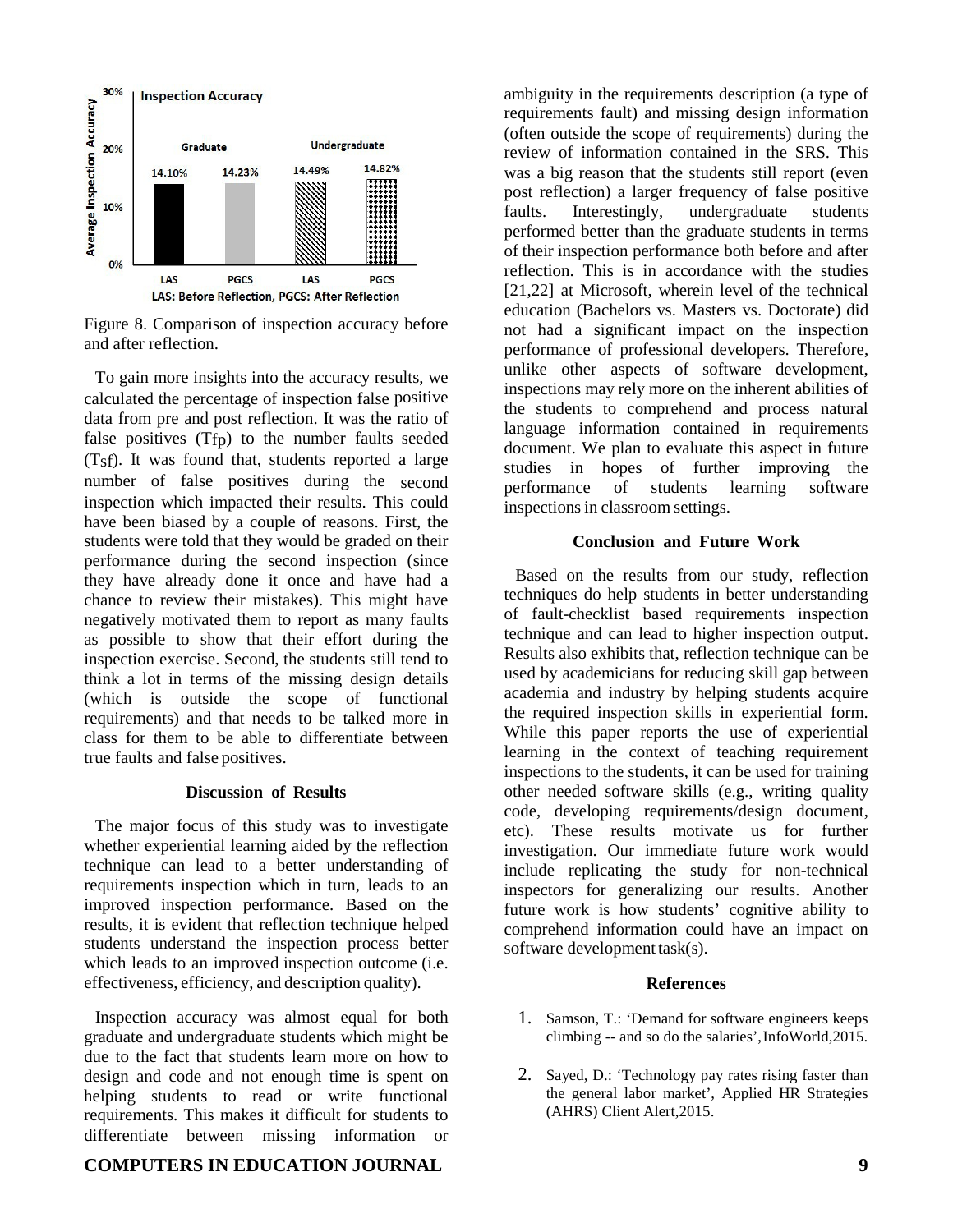30%

Inspection Accuracy

Average Inspection Accuracy

20%

10%

0%

Graduate

Undergraduate

14.10%

14.23%

14.49%

14.82%

LAS

PGCS

LAS

PGCS

LAS: Before Reflection, PGCS: After Reflection

Figure 8. Comparison of inspection accuracy before and after reflection.

To gain more insights into the accuracy results, we calculated the percentage of inspection false positive data from pre and post reflection. It was the ratio of false positives ($T_{fp}$) to the number faults seeded ($T_{sf}$). It was found that, students reported a large number of false positives during the second inspection which impacted their results. This could have been biased by a couple of reasons. First, the students were told that they would be graded on their performance during the second inspection (since they have already done it once and have had a chance to review their mistakes). This might have negatively motivated them to report as many faults as possible to show that their effort during the inspection exercise. Second, the students still tend to think a lot in terms of the missing design details (which is outside the scope of functional requirements) and that needs to be talked more in class for them to be able to differentiate between true faults and false positives.

## Discussion of Results

The major focus of this study was to investigate whether experiential learning aided by the reflection technique can lead to a better understanding of requirements inspection which in turn, leads to an improved inspection performance. Based on the results, it is evident that reflection technique helped students understand the inspection process better which leads to an improved inspection outcome (i.e. effectiveness, efficiency, and description quality).

Inspection accuracy was almost equal for both graduate and undergraduate students which might be due to the fact that students learn more on how to design and code and not enough time is spent on helping students to read or write functional requirements. This makes it difficult for students to differentiate between missing information or ambiguity in the requirements description (a type of requirements fault) and missing design information (often outside the scope of requirements) during the review of information contained in the SRS. This was a big reason that the students still report (even post reflection) a larger frequency of false positive faults. Interestingly, undergraduate students performed better than the graduate students in terms of their inspection performance both before and after reflection. This is in accordance with the studies [21,22] at Microsoft, wherein level of the technical education (Bachelors vs. Masters vs. Doctorate) did not had a significant impact on the inspection performance of professional developers. Therefore, unlike other aspects of software development, inspections may rely more on the inherent abilities of the students to comprehend and process natural language information contained in requirements document. We plan to evaluate this aspect in future studies in hopes of further improving the performance of students learning software inspections in classroom settings.

## Conclusion and Future Work

Based on the results from our study, reflection techniques do help students in better understanding of fault-checklist based requirements inspection technique and can lead to higher inspection output. Results also exhibits that, reflection technique can be used by academicians for reducing skill gap between academia and industry by helping students acquire the required inspection skills in experiential form. While this paper reports the use of experiential learning in the context of teaching requirement inspections to the students, it can be used for training other needed software skills (e.g., writing quality code, developing requirements/design document, etc). These results motivate us for further investigation. Our immediate future work would include replicating the study for non-technical inspectors for generalizing our results. Another future work is how students' cognitive ability to comprehend information could have an impact on software development task(s).

## References

1. Samson, T.: 'Demand for software engineers keeps climbing -- and so do the salaries', InfoWorld, 2015.

2. Sayed, D.: 'Technology pay rates rising faster than the general labor market', Applied HR Strategies (AHRS) Client Alert, 2015.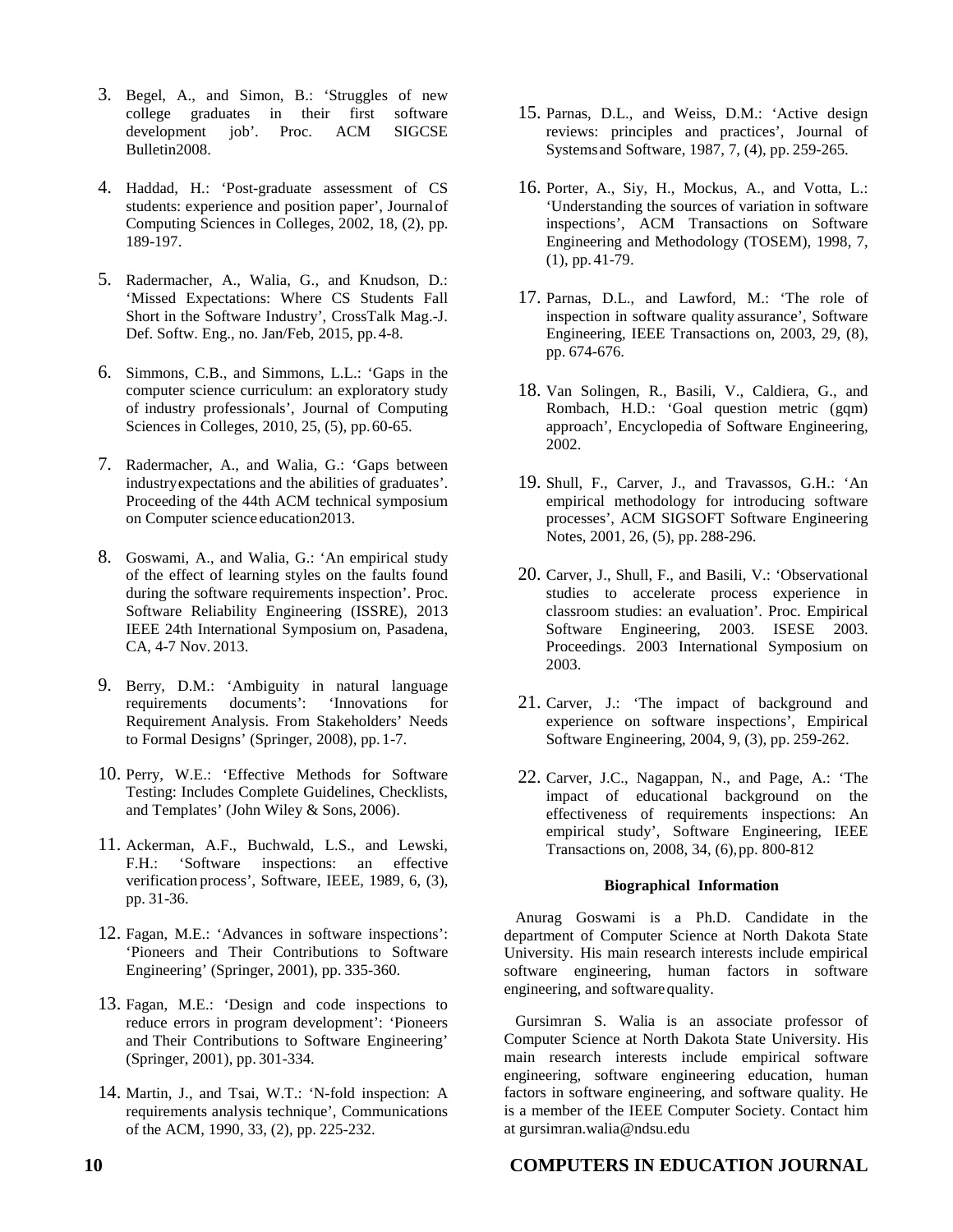3. Begel, A., and Simon, B.: 'Struggles of new college graduates in their first software development job'. Proc. ACM SIGCSE Bulletin2008.

4. Haddad, H.: 'Post-graduate assessment of CS students: experience and position paper', Journal of Computing Sciences in Colleges, 2002, 18, (2), pp. 189-197.

5. Radermacher, A., Walia, G., and Knudson, D.: 'Missed Expectations: Where CS Students Fall Short in the Software Industry', CrossTalk Mag.-J. Def. Softw. Eng., no. Jan/Feb, 2015, pp. 4-8.

6. Simmons, C.B., and Simmons, L.L.: 'Gaps in the computer science curriculum: an exploratory study of industry professionals', Journal of Computing Sciences in Colleges, 2010, 25, (5), pp. 60-65.

7. Radermacher, A., and Walia, G.: 'Gaps between industryexpectations and the abilities of graduates'. Proceeding of the 44th ACM technical symposium on Computer science education2013.

8. Goswami, A., and Walia, G.: 'An empirical study of the effect of learning styles on the faults found during the software requirements inspection'. Proc. Software Reliability Engineering (ISSRE), 2013 IEEE 24th International Symposium on, Pasadena, CA, 4-7 Nov. 2013.

9. Berry, D.M.: 'Ambiguity in natural language requirements documents': 'Innovations for Requirement Analysis. From Stakeholders' Needs to Formal Designs' (Springer, 2008), pp. 1-7.

10. Perry, W.E.: 'Effective Methods for Software Testing: Includes Complete Guidelines, Checklists, and Templates' (John Wiley & Sons, 2006).

11. Ackerman, A.F., Buchwald, L.S., and Lewski, F.H.: 'Software inspections: an effective verification process', Software, IEEE, 1989, 6, (3), pp. 31-36.

12. Fagan, M.E.: 'Advances in software inspections': 'Pioneers and Their Contributions to Software Engineering' (Springer, 2001), pp. 335-360.

13. Fagan, M.E.: 'Design and code inspections to reduce errors in program development': 'Pioneers and Their Contributions to Software Engineering' (Springer, 2001), pp. 301-334.

14. Martin, J., and Tsai, W.T.: 'N-fold inspection: A requirements analysis technique', Communications of the ACM, 1990, 33, (2), pp. 225-232.

15. Parnas, D.L., and Weiss, D.M.: 'Active design reviews: principles and practices', Journal of Systemsand Software, 1987, 7, (4), pp. 259-265.

16. Porter, A., Siy, H., Mockus, A., and Votta, L.: 'Understanding the sources of variation in software inspections', ACM Transactions on Software Engineering and Methodology (TOSEM), 1998, 7, (1), pp. 41-79.

17. Parnas, D.L., and Lawford, M.: 'The role of inspection in software quality assurance', Software Engineering, IEEE Transactions on, 2003, 29, (8), pp. 674-676.

18. Van Solingen, R., Basili, V., Caldiera, G., and Rombach, H.D.: 'Goal question metric (gqm) approach', Encyclopedia of Software Engineering, 2002.

19. Shull, F., Carver, J., and Travassos, G.H.: 'An empirical methodology for introducing software processes', ACM SIGSOFT Software Engineering Notes, 2001, 26, (5), pp. 288-296.

20. Carver, J., Shull, F., and Basili, V.: 'Observational studies to accelerate process experience in classroom studies: an evaluation'. Proc. Empirical Software Engineering, 2003. ISESE 2003. Proceedings. 2003 International Symposium on 2003.

21. Carver, J.: 'The impact of background and experience on software inspections', Empirical Software Engineering, 2004, 9, (3), pp. 259-262.

22. Carver, J.C., Nagappan, N., and Page, A.: 'The impact of educational background on the effectiveness of requirements inspections: An empirical study', Software Engineering, IEEE Transactions on, 2008, 34, (6), pp. 800-812

**Biographical Information**

Anurag Goswami is a Ph.D. Candidate in the department of Computer Science at North Dakota State University. His main research interests include empirical software engineering, human factors in software engineering, and software quality.

Gursimran S. Walia is an associate professor of Computer Science at North Dakota State University. His main research interests include empirical software engineering, software engineering education, human factors in software engineering, and software quality. He is a member of the IEEE Computer Society. Contact him at gursimran.walia@ndsu.edu